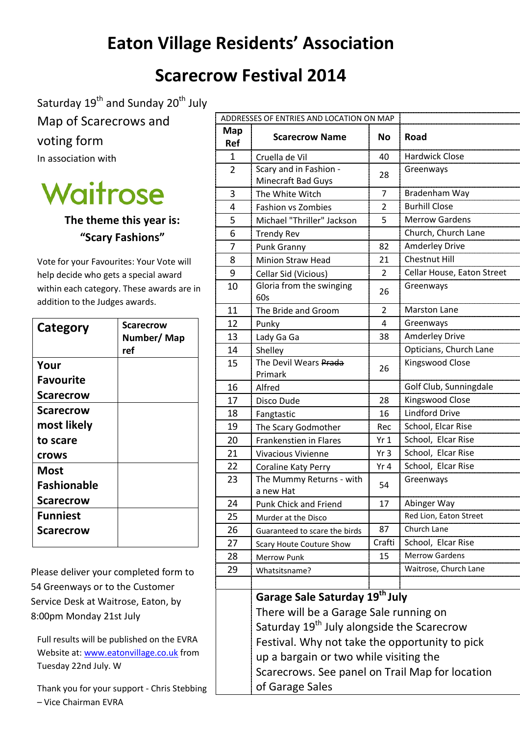# Eaton Village Residents' Association

# Scarecrow Festival 2014

Saturday 19th and Sunday 20th July

Map of Scarecrows and voting form

In association with

Waitrose

**The theme this year is: "Scary Fashions"**

Vote for your Favourites: Your Vote will help decide who gets a special award within each category. These awards are in addition to the Judges awards.

| Category | Scarecrow Number/ Map ref |
|---|---|
| **Your Favourite Scarecrow** | |
| **Scarecrow most likely to scare crows** | |
| **Most Fashionable Scarecrow** | |
| **Funniest Scarecrow** | |

Please deliver your completed form to 54 Greenways or to the Customer Service Desk at Waitrose, Eaton, by 8:00pm Monday 21st July

Full results will be published on the EVRA Website at: www.eatonvillage.co.uk from Tuesday 22nd July. W

Thank you for your support - Chris Stebbing – Vice Chairman EVRA

ADDRESSES OF ENTRIES AND LOCATION ON MAP

| Map Ref | Scarecrow Name | No | Road |
|---|---|---|---|
| 1 | Cruella de Vil | 40 | Hardwick Close |
| 2 | Scary and in Fashion - Minecraft Bad Guys | 28 | Greenways |
| 3 | The White Witch | 7 | Bradenham Way |
| 4 | Fashion vs Zombies | 2 | Burhill Close |
| 5 | Michael "Thriller" Jackson | 5 | Merrow Gardens |
| 6 | Trendy Rev | | Church, Church Lane |
| 7 | Punk Granny | 82 | Amderley Drive |
| 8 | Minion Straw Head | 21 | Chestnut Hill |
| 9 | Cellar Sid (Vicious) | 2 | Cellar House, Eaton Street |
| 10 | Gloria from the swinging 60s | 26 | Greenways |
| 11 | The Bride and Groom | 2 | Marston Lane |
| 12 | Punky | 4 | Greenways |
| 13 | Lady Ga Ga | 38 | Amderley Drive |
| 14 | Shelley | | Opticians, Church Lane |
| 15 | The Devil Wears ~~Prada~~ Primark | 26 | Kingswood Close |
| 16 | Alfred | | Golf Club, Sunningdale |
| 17 | Disco Dude | 28 | Kingswood Close |
| 18 | Fangtastic | 16 | Lindford Drive |
| 19 | The Scary Godmother | Rec | School, Elcar Rise |
| 20 | Frankenstien in Flares | Yr 1 | School, Elcar Rise |
| 21 | Vivacious Vivienne | Yr 3 | School, Elcar Rise |
| 22 | Coraline Katy Perry | Yr 4 | School, Elcar Rise |
| 23 | The Mummy Returns - with a new Hat | 54 | Greenways |
| 24 | Punk Chick and Friend | 17 | Abinger Way |
| 25 | Murder at the Disco | | Red Lion, Eaton Street |
| 26 | Guaranteed to scare the birds | 87 | Church Lane |
| 27 | Scary Houte Couture Show | Crafti | School, Elcar Rise |
| 28 | Merrow Punk | 15 | Merrow Gardens |
| 29 | Whatsitsname? | | Waitrose, Church Lane |

**Garage Sale Saturday 19th July**

There will be a Garage Sale running on Saturday 19th July alongside the Scarecrow Festival. Why not take the opportunity to pick up a bargain or two while visiting the Scarecrows. See panel on Trail Map for location of Garage Sales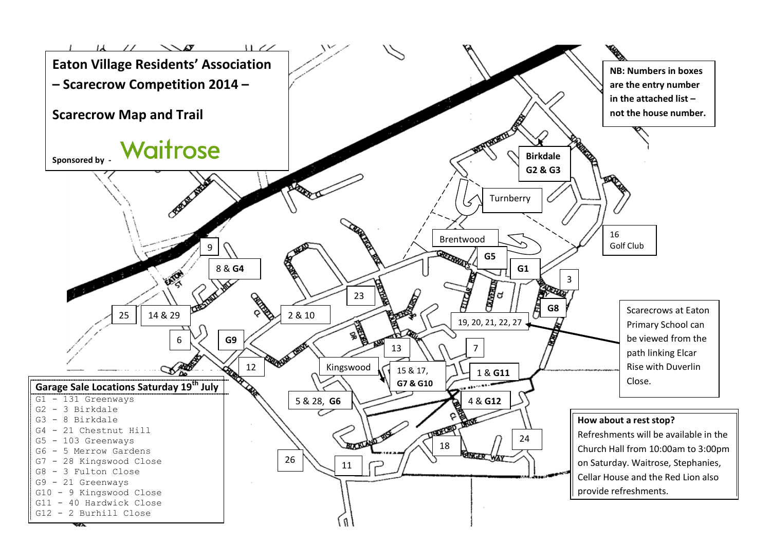# Eaton Village Residents' Association – Scarecrow Competition 2014 –

## Scarecrow Map and Trail

**Sponsored by -** Waitrose

**NB: Numbers in boxes are the entry number in the attached list – not the house number.**

Birkdale G2 & G3

Turnberry

Brentwood

16 Golf Club

G5

G1

3

G8

9

8 & G4

23

25

14 & 29

2 & 10

19, 20, 21, 22, 27

6

G9

13

7

12

Kingswood

15 & 17, G7 & G10

1 & G11

5 & 28, G6

4 & G12

18

24

26

11

Scarecrows at Eaton Primary School can be viewed from the path linking Elcar Rise with Duverlin Close.

**How about a rest stop?**
Refreshments will be available in the Church Hall from 10:00am to 3:00pm on Saturday. Waitrose, Stephanies, Cellar House and the Red Lion also provide refreshments.

**Garage Sale Locations Saturday 19th July**

```
G1 - 131 Greenways
G2 - 3 Birkdale
G3 - 8 Birkdale
G4 - 21 Chestnut Hill
G5 - 103 Greenways
G6 - 5 Merrow Gardens
G7 - 28 Kingswood Close
G8 - 3 Fulton Close
G9 - 21 Greenways
G10 - 9 Kingswood Close
G11 - 40 Hardwick Close
G12 - 2 Burhill Close
```